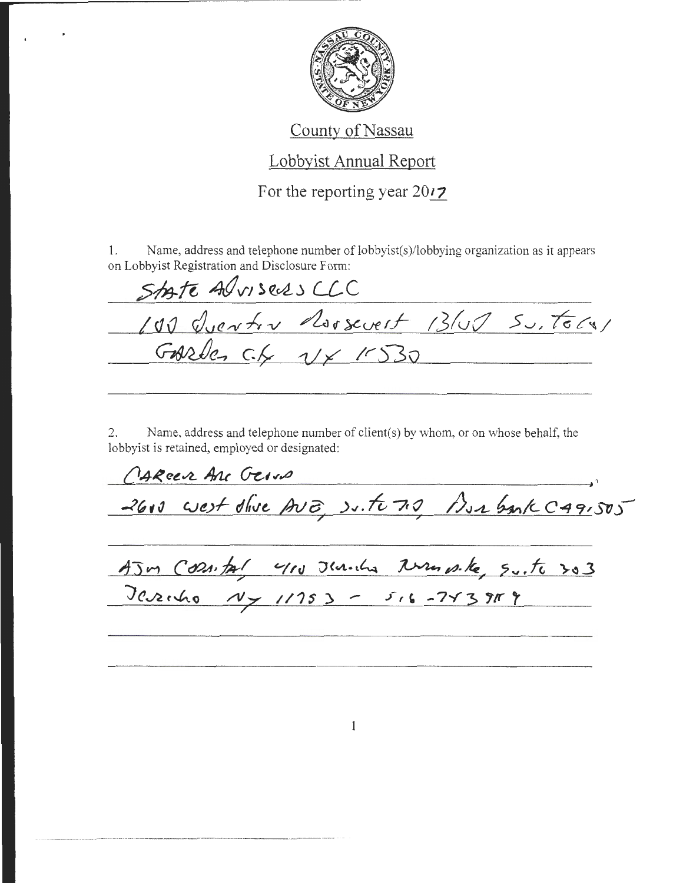County of Nassau

Lobbyist Annual Report

For the reporting year 2017

1. Name, address and telephone number of lobbyist(s)/lobbying organization as it appears on Lobbyist Registration and Disclosure Form:

State Advisers LLC
100 Quentin Roosevelt Blvd Suite 501
Garden City NY 11530

2. Name, address and telephone number of client(s) by whom, or on whose behalf, the lobbyist is retained, employed or designated:

Career Arc Group
2600 West Olive Ave, Suite 710, Burbank CA 91505

AJM Capital 410 Jericho Turnpike, Suite 303
Jericho NY 11753 - 516-783-9889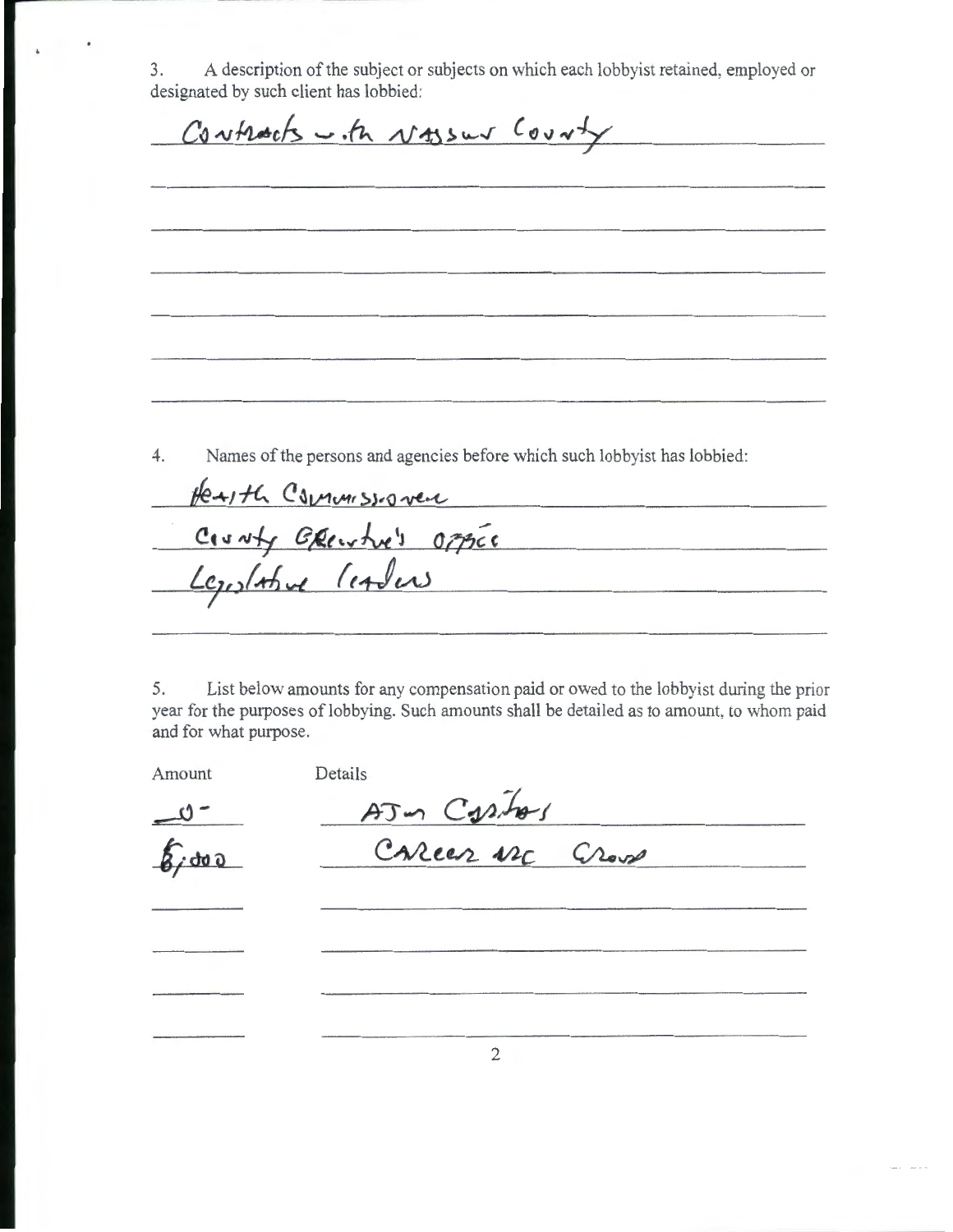3. A description of the subject or subjects on which each lobbyist retained, employed or designated by such client has lobbied:

Contracts with Nassau County

4. Names of the persons and agencies before which such lobbyist has lobbied:

Health Commissioner
County Executive's Office
Legislative Leaders

5. List below amounts for any compensation paid or owed to the lobbyist during the prior year for the purposes of lobbying. Such amounts shall be detailed as to amount, to whom paid and for what purpose.

| Amount | Details |
| --- | --- |
| -0- | AJM Capital |
| $6,000 | Career Inc Group |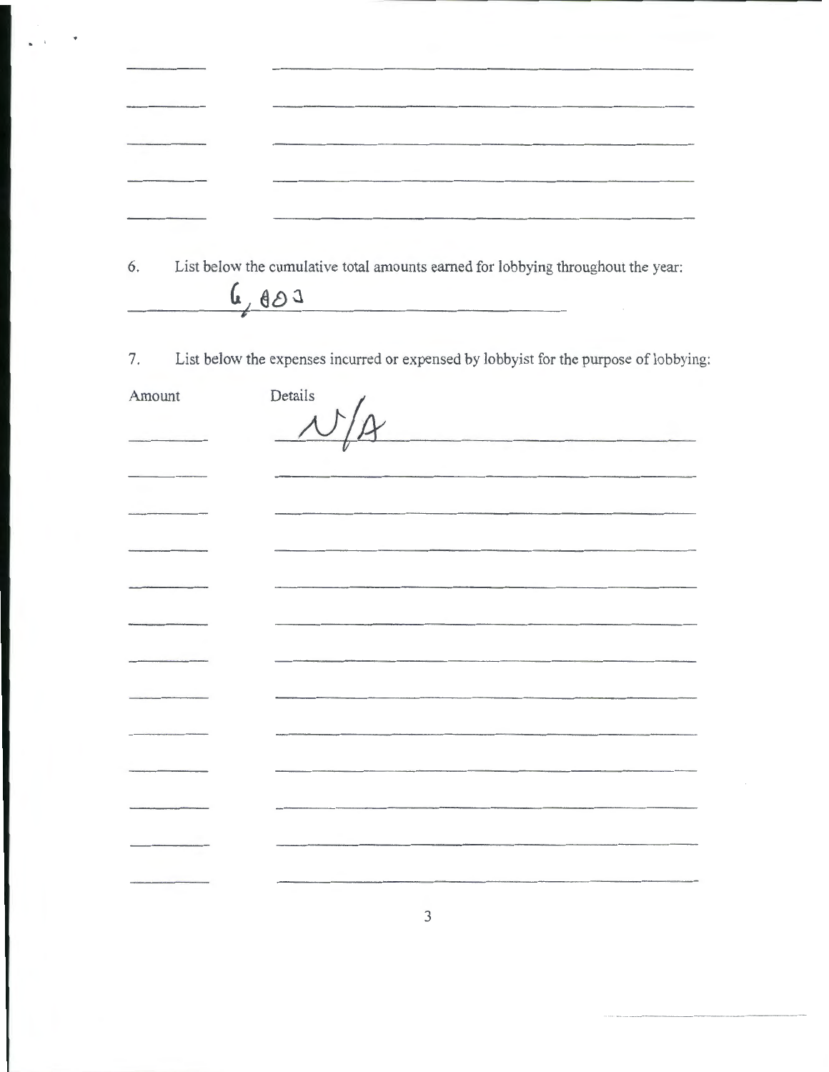6. List below the cumulative total amounts earned for lobbying throughout the year:

6,803

7. List below the expenses incurred or expensed by lobbyist for the purpose of lobbying:

| Amount | Details |
|---|---|
| | N/A |
| | |
| | |
| | |
| | |
| | |
| | |
| | |
| | |
| | |
| | |
| | |
| | |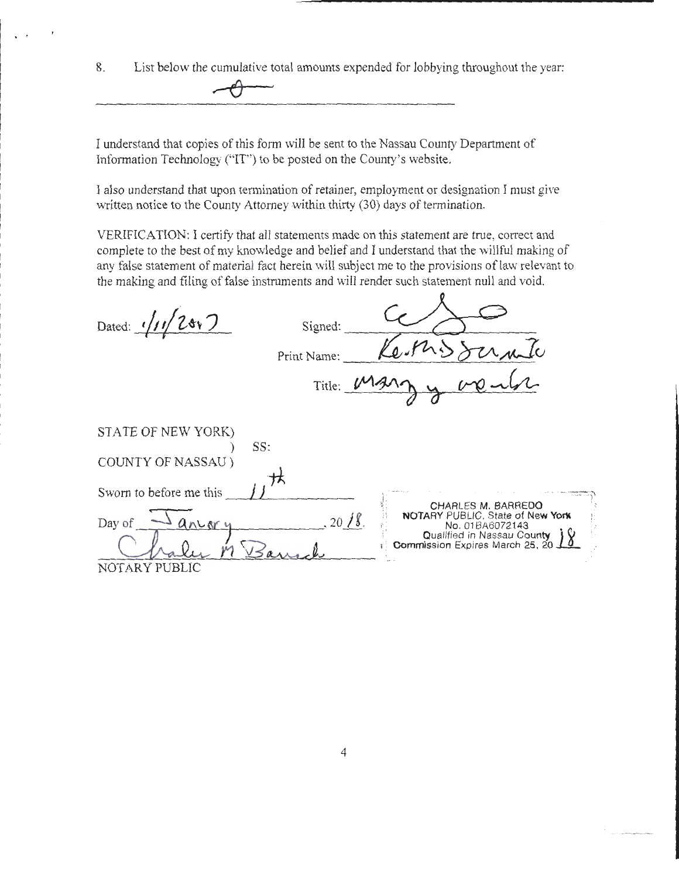8. List below the cumulative total amounts expended for lobbying throughout the year:

-0-

I understand that copies of this form will be sent to the Nassau County Department of Information Technology ("IT") to be posted on the County's website.

I also understand that upon termination of retainer, employment or designation I must give written notice to the County Attorney within thirty (30) days of termination.

VERIFICATION: I certify that all statements made on this statement are true, correct and complete to the best of my knowledge and belief and I understand that the willful making of any false statement of material fact herein will subject me to the provisions of law relevant to the making and filing of false instruments and will render such statement null and void.

Dated: 1/11/2017

Signed: ____________

Print Name: Keith Sarnie

Title: Managing member

STATE OF NEW YORK)
) SS:
COUNTY OF NASSAU )

Sworn to before me this 11th

Day of January, 2018.

Charles M Barredo
NOTARY PUBLIC

CHARLES M. BARREDO
NOTARY PUBLIC, State of New York
No. 01BA6072143
Qualified in Nassau County 18
Commission Expires March 25, 2018